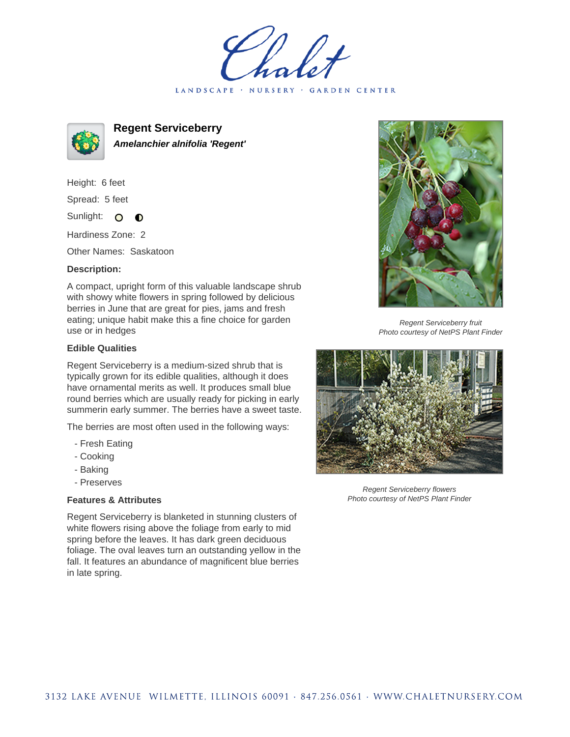# Chalet

LANDSCAPE · NURSERY · GARDEN CENTER

## Regent Serviceberry

***Amelanchier alnifolia 'Regent'***

Height: 6 feet

Spread: 5 feet

Sunlight: ○ ◐

Hardiness Zone: 2

Other Names: Saskatoon

**Description:**

A compact, upright form of this valuable landscape shrub with showy white flowers in spring followed by delicious berries in June that are great for pies, jams and fresh eating; unique habit make this a fine choice for garden use or in hedges

**Edible Qualities**

Regent Serviceberry is a medium-sized shrub that is typically grown for its edible qualities, although it does have ornamental merits as well. It produces small blue round berries which are usually ready for picking in early summerin early summer. The berries have a sweet taste.

The berries are most often used in the following ways:

- Fresh Eating
- Cooking
- Baking
- Preserves

**Features & Attributes**

Regent Serviceberry is blanketed in stunning clusters of white flowers rising above the foliage from early to mid spring before the leaves. It has dark green deciduous foliage. The oval leaves turn an outstanding yellow in the fall. It features an abundance of magnificent blue berries in late spring.

*Regent Serviceberry fruit*
*Photo courtesy of NetPS Plant Finder*

*Regent Serviceberry flowers*
*Photo courtesy of NetPS Plant Finder*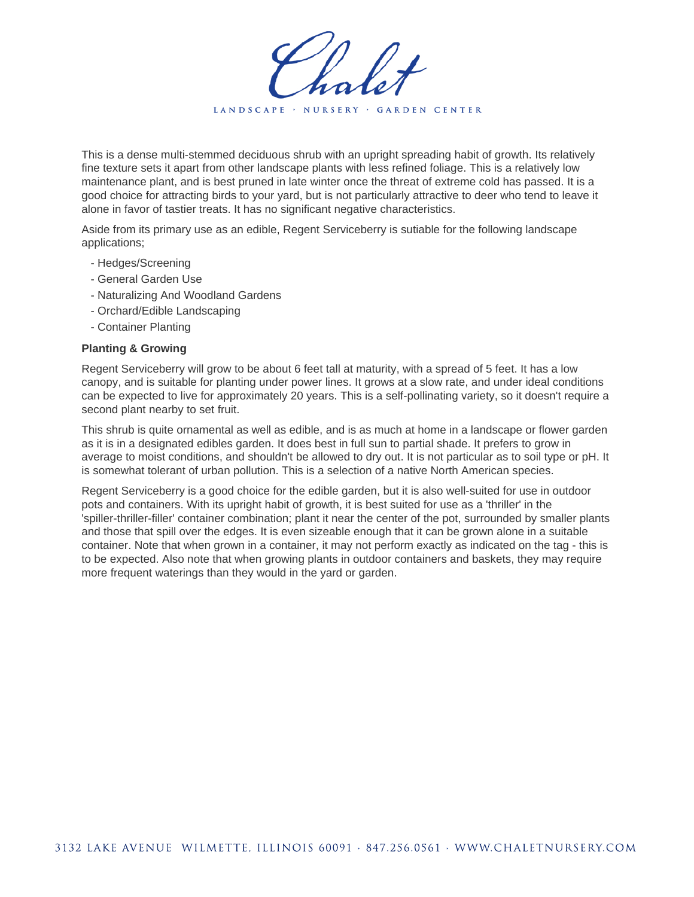This is a dense multi-stemmed deciduous shrub with an upright spreading habit of growth. Its relatively fine texture sets it apart from other landscape plants with less refined foliage. This is a relatively low maintenance plant, and is best pruned in late winter once the threat of extreme cold has passed. It is a good choice for attracting birds to your yard, but is not particularly attractive to deer who tend to leave it alone in favor of tastier treats. It has no significant negative characteristics.

Aside from its primary use as an edible, Regent Serviceberry is sutiable for the following landscape applications;

- Hedges/Screening
- General Garden Use
- Naturalizing And Woodland Gardens
- Orchard/Edible Landscaping
- Container Planting

**Planting & Growing**

Regent Serviceberry will grow to be about 6 feet tall at maturity, with a spread of 5 feet. It has a low canopy, and is suitable for planting under power lines. It grows at a slow rate, and under ideal conditions can be expected to live for approximately 20 years. This is a self-pollinating variety, so it doesn't require a second plant nearby to set fruit.

This shrub is quite ornamental as well as edible, and is as much at home in a landscape or flower garden as it is in a designated edibles garden. It does best in full sun to partial shade. It prefers to grow in average to moist conditions, and shouldn't be allowed to dry out. It is not particular as to soil type or pH. It is somewhat tolerant of urban pollution. This is a selection of a native North American species.

Regent Serviceberry is a good choice for the edible garden, but it is also well-suited for use in outdoor pots and containers. With its upright habit of growth, it is best suited for use as a 'thriller' in the 'spiller-thriller-filler' container combination; plant it near the center of the pot, surrounded by smaller plants and those that spill over the edges. It is even sizeable enough that it can be grown alone in a suitable container. Note that when grown in a container, it may not perform exactly as indicated on the tag - this is to be expected. Also note that when growing plants in outdoor containers and baskets, they may require more frequent waterings than they would in the yard or garden.